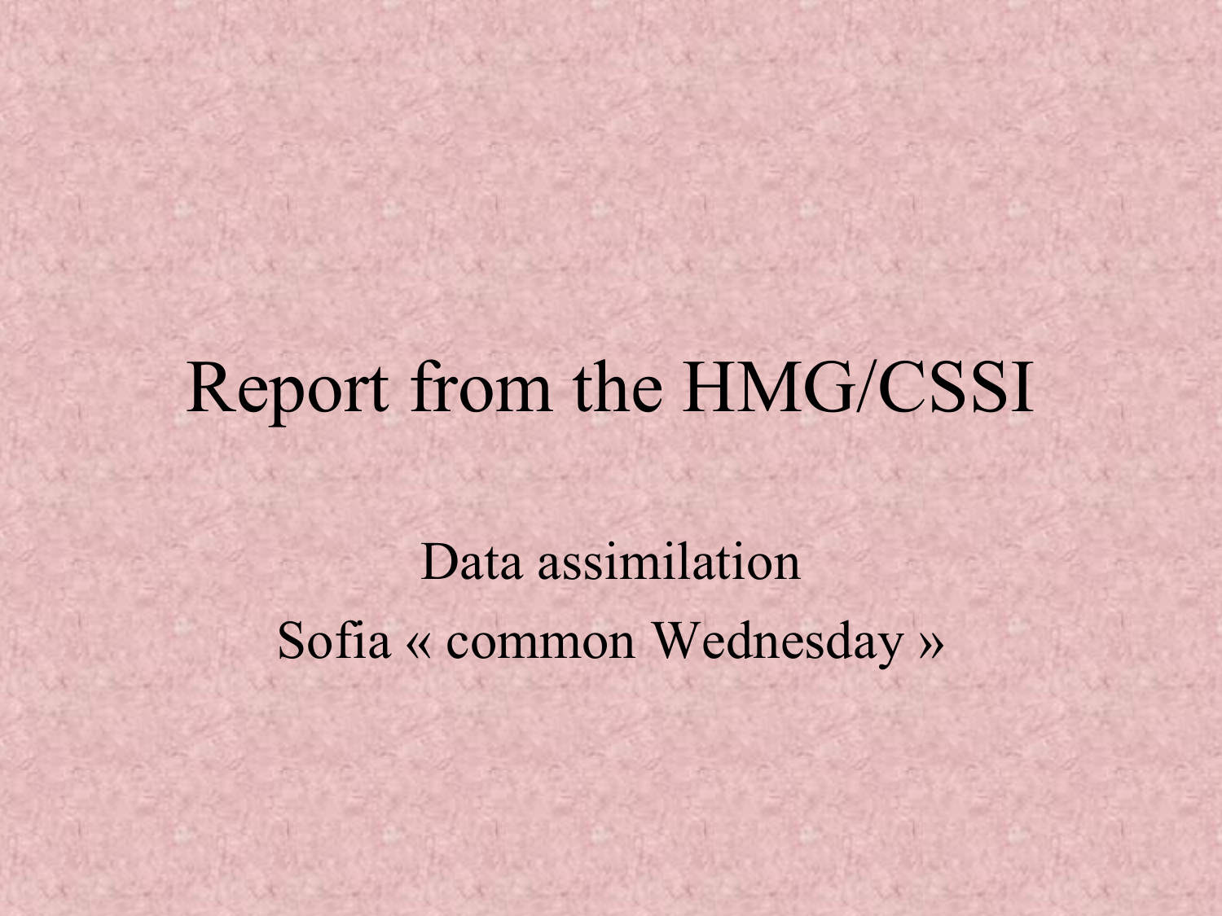# Report from the HMG/CSSI

Data assimilation

Sofia « common Wednesday »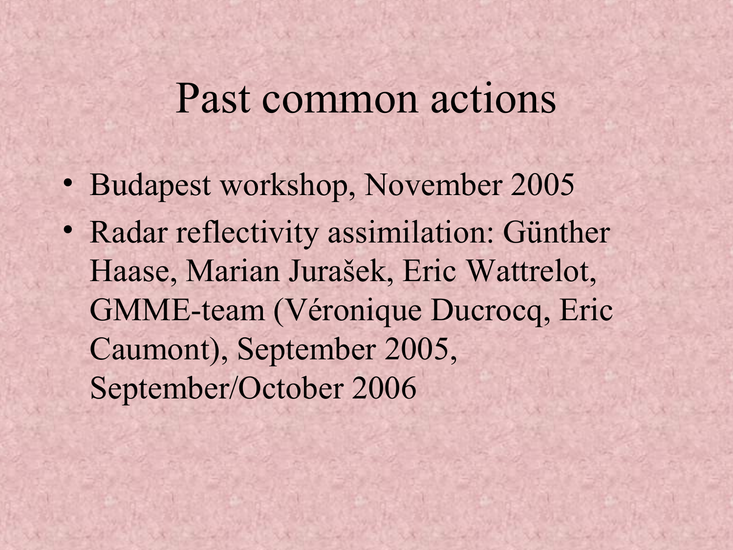# Past common actions

- Budapest workshop, November 2005
- Radar reflectivity assimilation: Günther Haase, Marian Jurašek, Eric Wattrelot, GMME-team (Véronique Ducrocq, Eric Caumont), September 2005, September/October 2006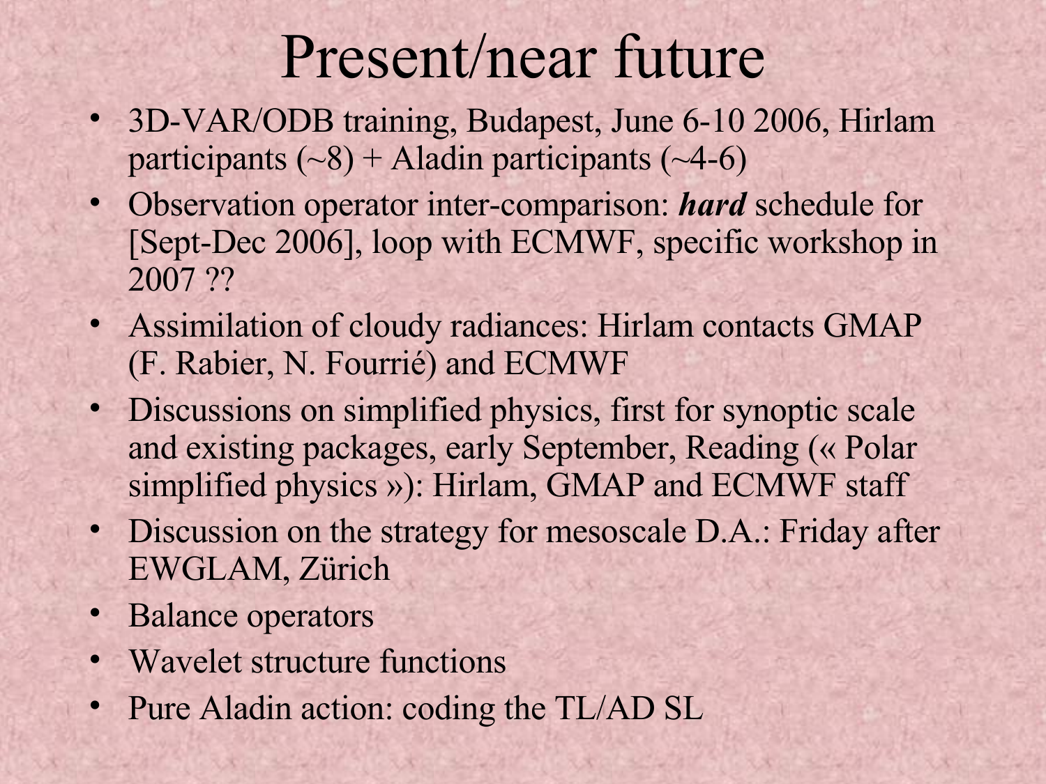# Present/near future

- 3D-VAR/ODB training, Budapest, June 6-10 2006, Hirlam participants (~8) + Aladin participants (~4-6)
- Observation operator inter-comparison: ***hard*** schedule for [Sept-Dec 2006], loop with ECMWF, specific workshop in 2007 ??
- Assimilation of cloudy radiances: Hirlam contacts GMAP (F. Rabier, N. Fourrié) and ECMWF
- Discussions on simplified physics, first for synoptic scale and existing packages, early September, Reading (« Polar simplified physics »): Hirlam, GMAP and ECMWF staff
- Discussion on the strategy for mesoscale D.A.: Friday after EWGLAM, Zürich
- Balance operators
- Wavelet structure functions
- Pure Aladin action: coding the TL/AD SL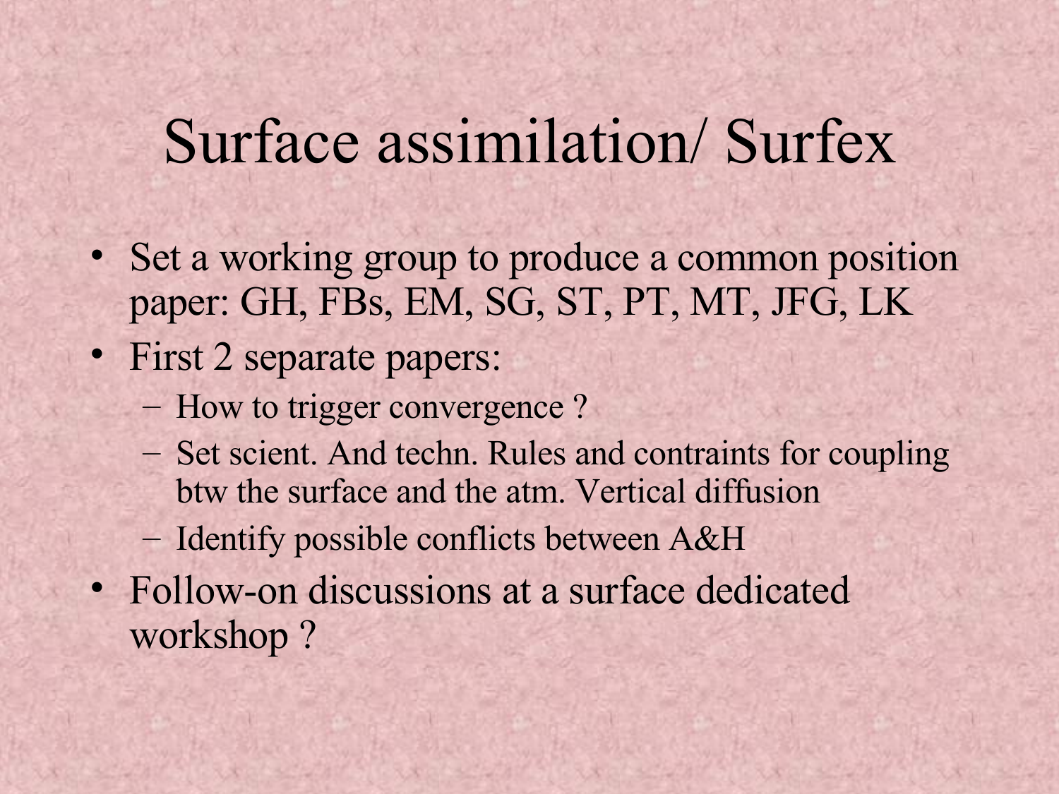# Surface assimilation/ Surfex

- Set a working group to produce a common position paper: GH, FBs, EM, SG, ST, PT, MT, JFG, LK
- First 2 separate papers:
  - How to trigger convergence ?
  - Set scient. And techn. Rules and contraints for coupling btw the surface and the atm. Vertical diffusion
  - Identify possible conflicts between A&H
- Follow-on discussions at a surface dedicated workshop ?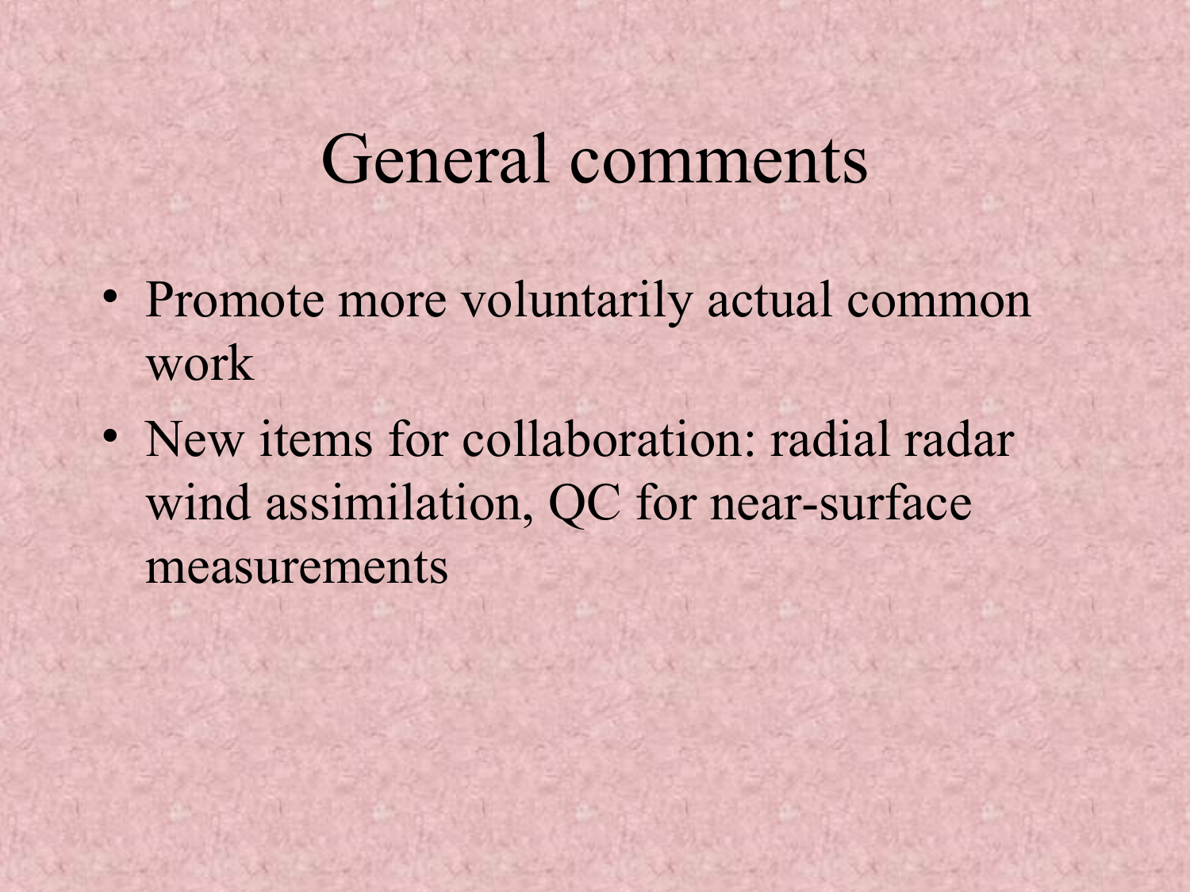# General comments

- Promote more voluntarily actual common work
- New items for collaboration: radial radar wind assimilation, QC for near-surface measurements